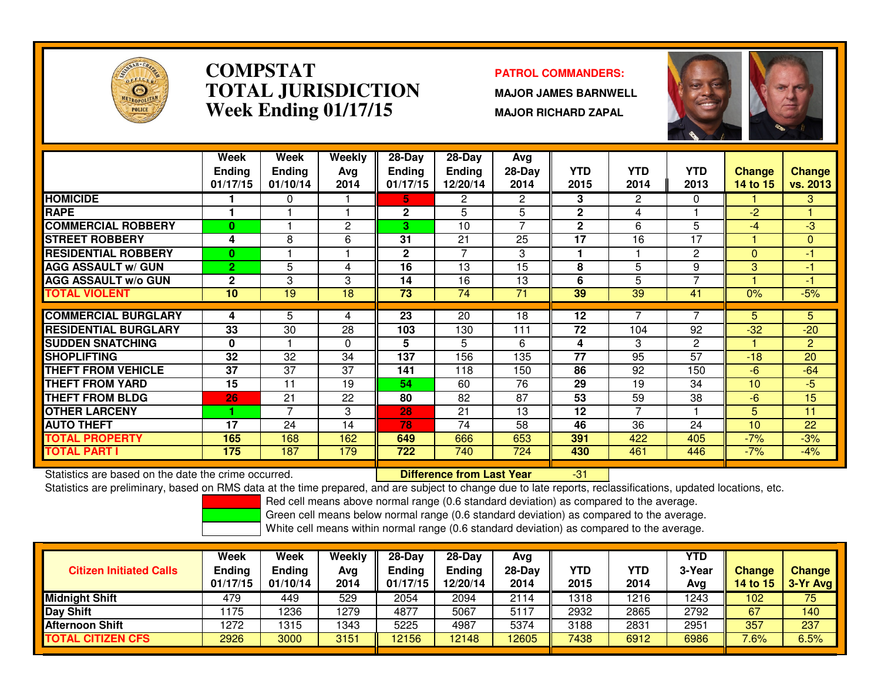# COMPSTAT TOTAL JURISDICTION Week Ending 01/17/15

**PATROL COMMANDERS:**

**MAJOR JAMES BARNWELL**

**MAJOR RICHARD ZAPAL**

| | Week Ending 01/17/15 | Week Ending 01/10/14 | Weekly Avg 2014 | 28-Day Ending 01/17/15 | 28-Day Ending 12/20/14 | Avg 28-Day 2014 | YTD 2015 | YTD 2014 | YTD 2013 | Change 14 to 15 | Change vs. 2013 |
|---|---|---|---|---|---|---|---|---|---|---|---|
| HOMICIDE | 1 | 0 | 1 | 5 | 2 | 2 | 3 | 2 | 0 | 1 | 3 |
| RAPE | 1 | 1 | 1 | 2 | 5 | 5 | 2 | 4 | 1 | -2 | 1 |
| COMMERCIAL ROBBERY | 0 | 1 | 2 | 3 | 10 | 7 | 2 | 6 | 5 | -4 | -3 |
| STREET ROBBERY | 4 | 8 | 6 | 31 | 21 | 25 | 17 | 16 | 17 | 1 | 0 |
| RESIDENTIAL ROBBERY | 0 | 1 | 1 | 2 | 7 | 3 | 1 | 1 | 2 | 0 | -1 |
| AGG ASSAULT w/ GUN | 2 | 5 | 4 | 16 | 13 | 15 | 8 | 5 | 9 | 3 | -1 |
| AGG ASSAULT w/o GUN | 2 | 3 | 3 | 14 | 16 | 13 | 6 | 5 | 7 | 1 | -1 |
| TOTAL VIOLENT | 10 | 19 | 18 | 73 | 74 | 71 | 39 | 39 | 41 | 0% | -5% |
| COMMERCIAL BURGLARY | 4 | 5 | 4 | 23 | 20 | 18 | 12 | 7 | 7 | 5 | 5 |
| RESIDENTIAL BURGLARY | 33 | 30 | 28 | 103 | 130 | 111 | 72 | 104 | 92 | -32 | -20 |
| SUDDEN SNATCHING | 0 | 1 | 0 | 5 | 5 | 6 | 4 | 3 | 2 | 1 | 2 |
| SHOPLIFTING | 32 | 32 | 34 | 137 | 156 | 135 | 77 | 95 | 57 | -18 | 20 |
| THEFT FROM VEHICLE | 37 | 37 | 37 | 141 | 118 | 150 | 86 | 92 | 150 | -6 | -64 |
| THEFT FROM YARD | 15 | 11 | 19 | 54 | 60 | 76 | 29 | 19 | 34 | 10 | -5 |
| THEFT FROM BLDG | 26 | 21 | 22 | 80 | 82 | 87 | 53 | 59 | 38 | -6 | 15 |
| OTHER LARCENY | 1 | 7 | 3 | 28 | 21 | 13 | 12 | 7 | 1 | 5 | 11 |
| AUTO THEFT | 17 | 24 | 14 | 78 | 74 | 58 | 46 | 36 | 24 | 10 | 22 |
| TOTAL PROPERTY | 165 | 168 | 162 | 649 | 666 | 653 | 391 | 422 | 405 | -7% | -3% |
| TOTAL PART I | 175 | 187 | 179 | 722 | 740 | 724 | 430 | 461 | 446 | -7% | -4% |

Statistics are based on the date the crime occurred.

**Difference from Last Year** -31

Statistics are preliminary, based on RMS data at the time prepared, and are subject to change due to late reports, reclassifications, updated locations, etc.

Red cell means above normal range (0.6 standard deviation) as compared to the average.

Green cell means below normal range (0.6 standard deviation) as compared to the average.

White cell means within normal range (0.6 standard deviation) as compared to the average.

| Citizen Initiated Calls | Week Ending 01/17/15 | Week Ending 01/10/14 | Weekly Avg 2014 | 28-Day Ending 01/17/15 | 28-Day Ending 12/20/14 | Avg 28-Day 2014 | YTD 2015 | YTD 2014 | YTD 3-Year Avg | Change 14 to 15 | Change 3-Yr Avg |
|---|---|---|---|---|---|---|---|---|---|---|---|
| Midnight Shift | 479 | 449 | 529 | 2054 | 2094 | 2114 | 1318 | 1216 | 1243 | 102 | 75 |
| Day Shift | 1175 | 1236 | 1279 | 4877 | 5067 | 5117 | 2932 | 2865 | 2792 | 67 | 140 |
| Afternoon Shift | 1272 | 1315 | 1343 | 5225 | 4987 | 5374 | 3188 | 2831 | 2951 | 357 | 237 |
| TOTAL CITIZEN CFS | 2926 | 3000 | 3151 | 12156 | 12148 | 12605 | 7438 | 6912 | 6986 | 7.6% | 6.5% |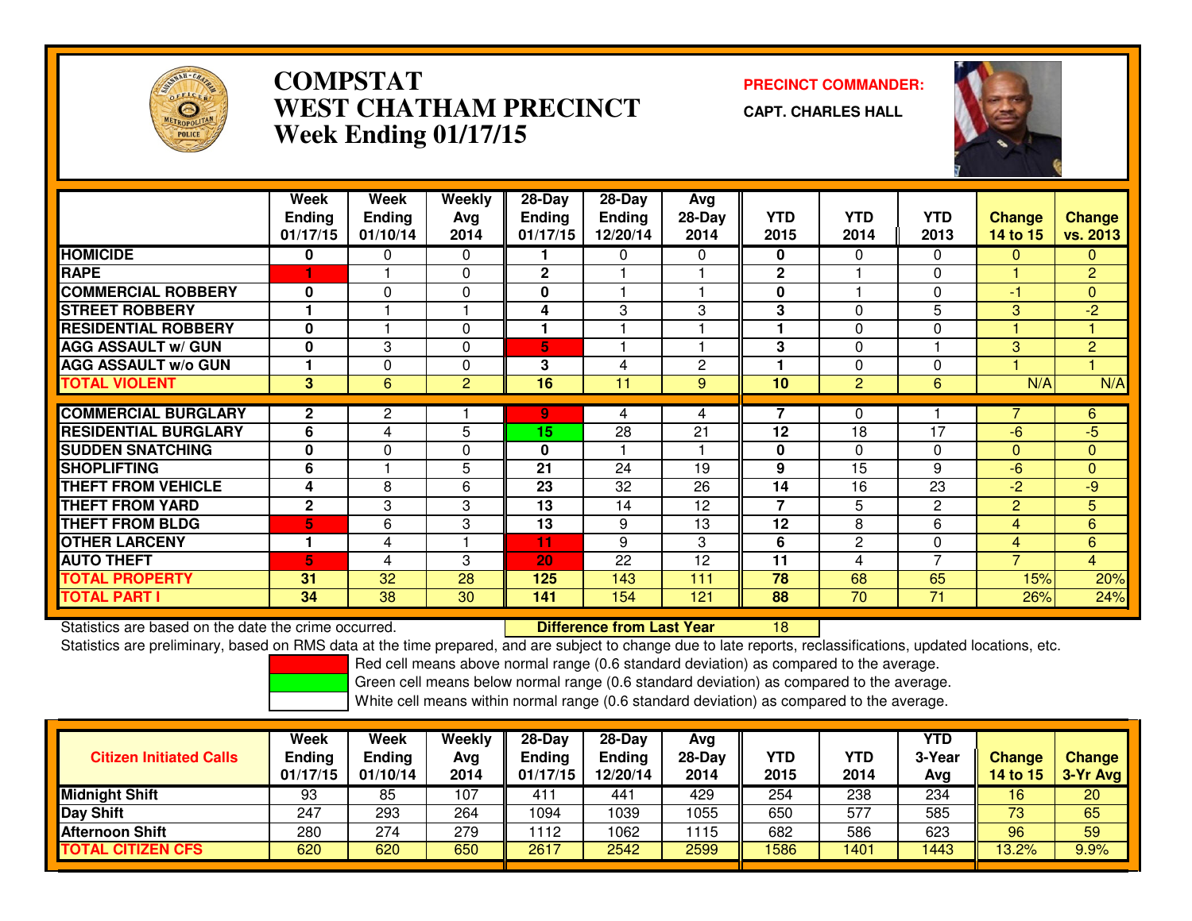# COMPSTAT
# WEST CHATHAM PRECINCT
## Week Ending 01/17/15

**PRECINCT COMMANDER:**
**CAPT. CHARLES HALL**

| | Week Ending 01/17/15 | Week Ending 01/10/14 | Weekly Avg 2014 | 28-Day Ending 01/17/15 | 28-Day Ending 12/20/14 | Avg 28-Day 2014 | YTD 2015 | YTD 2014 | YTD 2013 | Change 14 to 15 | Change vs. 2013 |
|---|---|---|---|---|---|---|---|---|---|---|---|
| HOMICIDE | 0 | 0 | 0 | 1 | 0 | 0 | 0 | 0 | 0 | 0 | 0 |
| RAPE | 1 | 1 | 0 | 2 | 1 | 1 | 2 | 1 | 0 | 1 | 2 |
| COMMERCIAL ROBBERY | 0 | 0 | 0 | 0 | 1 | 1 | 0 | 1 | 0 | -1 | 0 |
| STREET ROBBERY | 1 | 1 | 1 | 4 | 3 | 3 | 3 | 0 | 5 | 3 | -2 |
| RESIDENTIAL ROBBERY | 0 | 1 | 0 | 1 | 1 | 1 | 1 | 0 | 0 | 1 | 1 |
| AGG ASSAULT w/ GUN | 0 | 3 | 0 | 5 | 1 | 1 | 3 | 0 | 1 | 3 | 2 |
| AGG ASSAULT w/o GUN | 1 | 0 | 0 | 3 | 4 | 2 | 1 | 0 | 0 | 1 | 1 |
| TOTAL VIOLENT | 3 | 6 | 2 | 16 | 11 | 9 | 10 | 2 | 6 | N/A | N/A |
| COMMERCIAL BURGLARY | 2 | 2 | 1 | 9 | 4 | 4 | 7 | 0 | 1 | 7 | 6 |
| RESIDENTIAL BURGLARY | 6 | 4 | 5 | 15 | 28 | 21 | 12 | 18 | 17 | -6 | -5 |
| SUDDEN SNATCHING | 0 | 0 | 0 | 0 | 1 | 1 | 0 | 0 | 0 | 0 | 0 |
| SHOPLIFTING | 6 | 1 | 5 | 21 | 24 | 19 | 9 | 15 | 9 | -6 | 0 |
| THEFT FROM VEHICLE | 4 | 8 | 6 | 23 | 32 | 26 | 14 | 16 | 23 | -2 | -9 |
| THEFT FROM YARD | 2 | 3 | 3 | 13 | 14 | 12 | 7 | 5 | 2 | 2 | 5 |
| THEFT FROM BLDG | 5 | 6 | 3 | 13 | 9 | 13 | 12 | 8 | 6 | 4 | 6 |
| OTHER LARCENY | 1 | 4 | 1 | 11 | 9 | 3 | 6 | 2 | 0 | 4 | 6 |
| AUTO THEFT | 5 | 4 | 3 | 20 | 22 | 12 | 11 | 4 | 7 | 7 | 4 |
| TOTAL PROPERTY | 31 | 32 | 28 | 125 | 143 | 111 | 78 | 68 | 65 | 15% | 20% |
| TOTAL PART I | 34 | 38 | 30 | 141 | 154 | 121 | 88 | 70 | 71 | 26% | 24% |

Statistics are based on the date the crime occurred. **Difference from Last Year** 18

Statistics are preliminary, based on RMS data at the time prepared, and are subject to change due to late reports, reclassifications, updated locations, etc.

Red cell means above normal range (0.6 standard deviation) as compared to the average.
Green cell means below normal range (0.6 standard deviation) as compared to the average.
White cell means within normal range (0.6 standard deviation) as compared to the average.

| Citizen Initiated Calls | Week Ending 01/17/15 | Week Ending 01/10/14 | Weekly Avg 2014 | 28-Day Ending 01/17/15 | 28-Day Ending 12/20/14 | Avg 28-Day 2014 | YTD 2015 | YTD 2014 | YTD 3-Year Avg | Change 14 to 15 | Change 3-Yr Avg |
|---|---|---|---|---|---|---|---|---|---|---|---|
| Midnight Shift | 93 | 85 | 107 | 411 | 441 | 429 | 254 | 238 | 234 | 16 | 20 |
| Day Shift | 247 | 293 | 264 | 1094 | 1039 | 1055 | 650 | 577 | 585 | 73 | 65 |
| Afternoon Shift | 280 | 274 | 279 | 1112 | 1062 | 1115 | 682 | 586 | 623 | 96 | 59 |
| TOTAL CITIZEN CFS | 620 | 620 | 650 | 2617 | 2542 | 2599 | 1586 | 1401 | 1443 | 13.2% | 9.9% |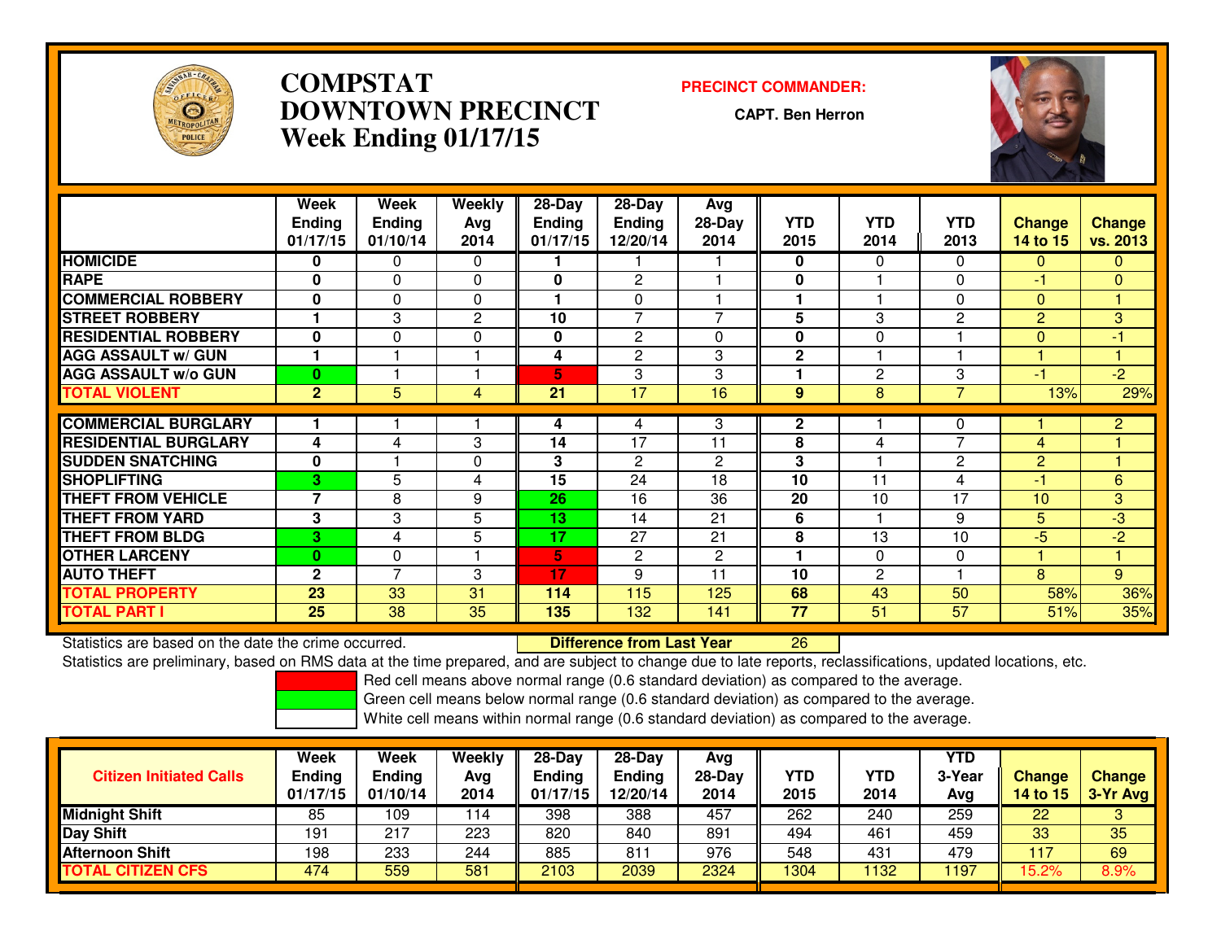# COMPSTAT
# DOWNTOWN PRECINCT
# Week Ending 01/17/15

**PRECINCT COMMANDER:**

**CAPT. Ben Herron**

| | Week Ending 01/17/15 | Week Ending 01/10/14 | Weekly Avg 2014 | 28-Day Ending 01/17/15 | 28-Day Ending 12/20/14 | Avg 28-Day 2014 | YTD 2015 | YTD 2014 | YTD 2013 | Change 14 to 15 | Change vs. 2013 |
|---|---|---|---|---|---|---|---|---|---|---|---|
| HOMICIDE | 0 | 0 | 0 | 1 | 1 | 1 | 0 | 0 | 0 | 0 | 0 |
| RAPE | 0 | 0 | 0 | 0 | 2 | 1 | 0 | 1 | 0 | -1 | 0 |
| COMMERCIAL ROBBERY | 0 | 0 | 0 | 1 | 0 | 1 | 1 | 1 | 0 | 0 | 1 |
| STREET ROBBERY | 1 | 3 | 2 | 10 | 7 | 7 | 5 | 3 | 2 | 2 | 3 |
| RESIDENTIAL ROBBERY | 0 | 0 | 0 | 0 | 2 | 0 | 0 | 0 | 1 | 0 | -1 |
| AGG ASSAULT w/ GUN | 1 | 1 | 1 | 4 | 2 | 3 | 2 | 1 | 1 | 1 | 1 |
| AGG ASSAULT w/o GUN | 0 | 1 | 1 | 5 | 3 | 3 | 1 | 2 | 3 | -1 | -2 |
| TOTAL VIOLENT | 2 | 5 | 4 | 21 | 17 | 16 | 9 | 8 | 7 | 13% | 29% |
| COMMERCIAL BURGLARY | 1 | 1 | 1 | 4 | 4 | 3 | 2 | 1 | 0 | 1 | 2 |
| RESIDENTIAL BURGLARY | 4 | 4 | 3 | 14 | 17 | 11 | 8 | 4 | 7 | 4 | 1 |
| SUDDEN SNATCHING | 0 | 1 | 0 | 3 | 2 | 2 | 3 | 1 | 2 | 2 | 1 |
| SHOPLIFTING | 3 | 5 | 4 | 15 | 24 | 18 | 10 | 11 | 4 | -1 | 6 |
| THEFT FROM VEHICLE | 7 | 8 | 9 | 26 | 16 | 36 | 20 | 10 | 17 | 10 | 3 |
| THEFT FROM YARD | 3 | 3 | 5 | 13 | 14 | 21 | 6 | 1 | 9 | 5 | -3 |
| THEFT FROM BLDG | 3 | 4 | 5 | 17 | 27 | 21 | 8 | 13 | 10 | -5 | -2 |
| OTHER LARCENY | 0 | 0 | 1 | 5 | 2 | 2 | 1 | 0 | 0 | 1 | 1 |
| AUTO THEFT | 2 | 7 | 3 | 17 | 9 | 11 | 10 | 2 | 1 | 8 | 9 |
| TOTAL PROPERTY | 23 | 33 | 31 | 114 | 115 | 125 | 68 | 43 | 50 | 58% | 36% |
| TOTAL PART I | 25 | 38 | 35 | 135 | 132 | 141 | 77 | 51 | 57 | 51% | 35% |

Statistics are based on the date the crime occurred. **Difference from Last Year** 26

Statistics are preliminary, based on RMS data at the time prepared, and are subject to change due to late reports, reclassifications, updated locations, etc.

Red cell means above normal range (0.6 standard deviation) as compared to the average.

Green cell means below normal range (0.6 standard deviation) as compared to the average.

White cell means within normal range (0.6 standard deviation) as compared to the average.

| Citizen Initiated Calls | Week Ending 01/17/15 | Week Ending 01/10/14 | Weekly Avg 2014 | 28-Day Ending 01/17/15 | 28-Day Ending 12/20/14 | Avg 28-Day 2014 | YTD 2015 | YTD 2014 | YTD 3-Year Avg | Change 14 to 15 | Change 3-Yr Avg |
|---|---|---|---|---|---|---|---|---|---|---|---|
| Midnight Shift | 85 | 109 | 114 | 398 | 388 | 457 | 262 | 240 | 259 | 22 | 3 |
| Day Shift | 191 | 217 | 223 | 820 | 840 | 891 | 494 | 461 | 459 | 33 | 35 |
| Afternoon Shift | 198 | 233 | 244 | 885 | 811 | 976 | 548 | 431 | 479 | 117 | 69 |
| TOTAL CITIZEN CFS | 474 | 559 | 581 | 2103 | 2039 | 2324 | 1304 | 1132 | 1197 | 15.2% | 8.9% |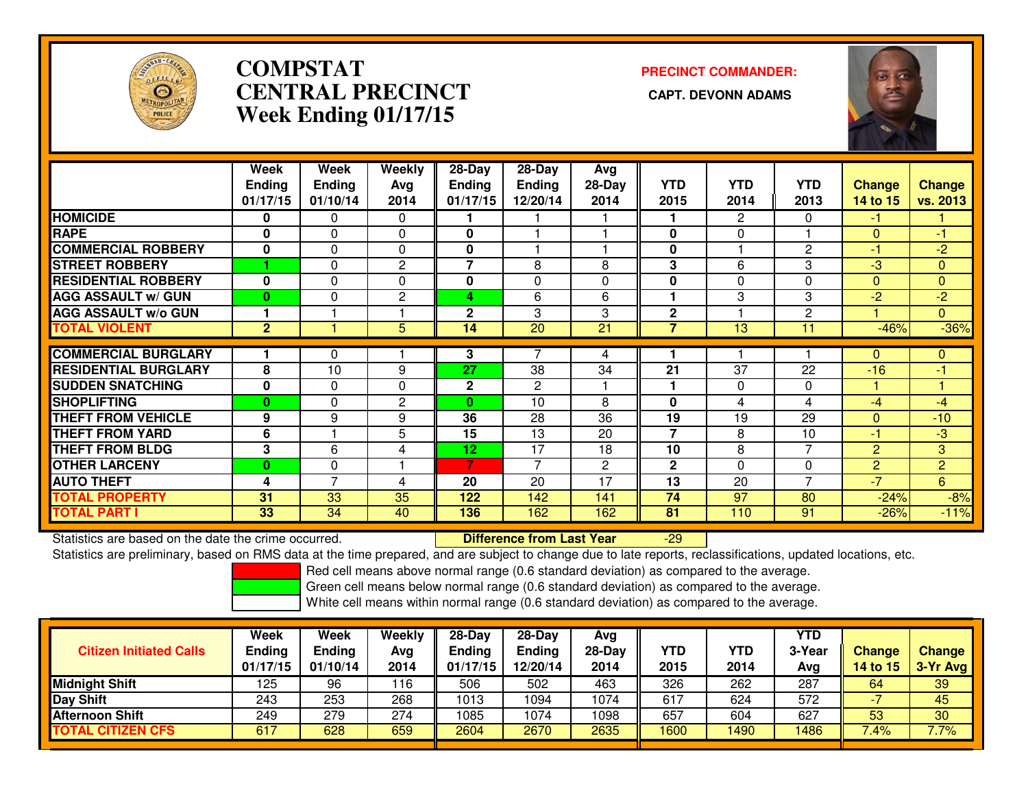# COMPSTAT
# CENTRAL PRECINCT
# Week Ending 01/17/15

**PRECINCT COMMANDER:**

**CAPT. DEVONN ADAMS**

| | Week Ending 01/17/15 | Week Ending 01/10/14 | Weekly Avg 2014 | 28-Day Ending 01/17/15 | 28-Day Ending 12/20/14 | Avg 28-Day 2014 | YTD 2015 | YTD 2014 | YTD 2013 | Change 14 to 15 | Change vs. 2013 |
|---|---|---|---|---|---|---|---|---|---|---|---|
| HOMICIDE | 0 | 0 | 0 | 1 | 1 | 1 | 1 | 2 | 0 | -1 | 1 |
| RAPE | 0 | 0 | 0 | 0 | 1 | 1 | 0 | 0 | 1 | 0 | -1 |
| COMMERCIAL ROBBERY | 0 | 0 | 0 | 0 | 1 | 1 | 0 | 1 | 2 | -1 | -2 |
| STREET ROBBERY | 1 | 0 | 2 | 7 | 8 | 8 | 3 | 6 | 3 | -3 | 0 |
| RESIDENTIAL ROBBERY | 0 | 0 | 0 | 0 | 0 | 0 | 0 | 0 | 0 | 0 | 0 |
| AGG ASSAULT w/ GUN | 0 | 0 | 2 | 4 | 6 | 6 | 1 | 3 | 3 | -2 | -2 |
| AGG ASSAULT w/o GUN | 1 | 1 | 1 | 2 | 3 | 3 | 2 | 1 | 2 | 1 | 0 |
| TOTAL VIOLENT | 2 | 1 | 5 | 14 | 20 | 21 | 7 | 13 | 11 | -46% | -36% |
| COMMERCIAL BURGLARY | 1 | 0 | 1 | 3 | 7 | 4 | 1 | 1 | 1 | 0 | 0 |
| RESIDENTIAL BURGLARY | 8 | 10 | 9 | 27 | 38 | 34 | 21 | 37 | 22 | -16 | -1 |
| SUDDEN SNATCHING | 0 | 0 | 0 | 2 | 2 | 1 | 1 | 0 | 0 | 1 | 1 |
| SHOPLIFTING | 0 | 0 | 2 | 0 | 10 | 8 | 0 | 4 | 4 | -4 | -4 |
| THEFT FROM VEHICLE | 9 | 9 | 9 | 36 | 28 | 36 | 19 | 19 | 29 | 0 | -10 |
| THEFT FROM YARD | 6 | 1 | 5 | 15 | 13 | 20 | 7 | 8 | 10 | -1 | -3 |
| THEFT FROM BLDG | 3 | 6 | 4 | 12 | 17 | 18 | 10 | 8 | 7 | 2 | 3 |
| OTHER LARCENY | 0 | 0 | 1 | 7 | 7 | 2 | 2 | 0 | 0 | 2 | 2 |
| AUTO THEFT | 4 | 7 | 4 | 20 | 20 | 17 | 13 | 20 | 7 | -7 | 6 |
| TOTAL PROPERTY | 31 | 33 | 35 | 122 | 142 | 141 | 74 | 97 | 80 | -24% | -8% |
| TOTAL PART I | 33 | 34 | 40 | 136 | 162 | 162 | 81 | 110 | 91 | -26% | -11% |

Statistics are based on the date the crime occurred. **Difference from Last Year** -29

Statistics are preliminary, based on RMS data at the time prepared, and are subject to change due to late reports, reclassifications, updated locations, etc.

Red cell means above normal range (0.6 standard deviation) as compared to the average.
Green cell means below normal range (0.6 standard deviation) as compared to the average.
White cell means within normal range (0.6 standard deviation) as compared to the average.

| Citizen Initiated Calls | Week Ending 01/17/15 | Week Ending 01/10/14 | Weekly Avg 2014 | 28-Day Ending 01/17/15 | 28-Day Ending 12/20/14 | Avg 28-Day 2014 | YTD 2015 | YTD 2014 | YTD 3-Year Avg | Change 14 to 15 | Change 3-Yr Avg |
|---|---|---|---|---|---|---|---|---|---|---|---|
| Midnight Shift | 125 | 96 | 116 | 506 | 502 | 463 | 326 | 262 | 287 | 64 | 39 |
| Day Shift | 243 | 253 | 268 | 1013 | 1094 | 1074 | 617 | 624 | 572 | -7 | 45 |
| Afternoon Shift | 249 | 279 | 274 | 1085 | 1074 | 1098 | 657 | 604 | 627 | 53 | 30 |
| TOTAL CITIZEN CFS | 617 | 628 | 659 | 2604 | 2670 | 2635 | 1600 | 1490 | 1486 | 7.4% | 7.7% |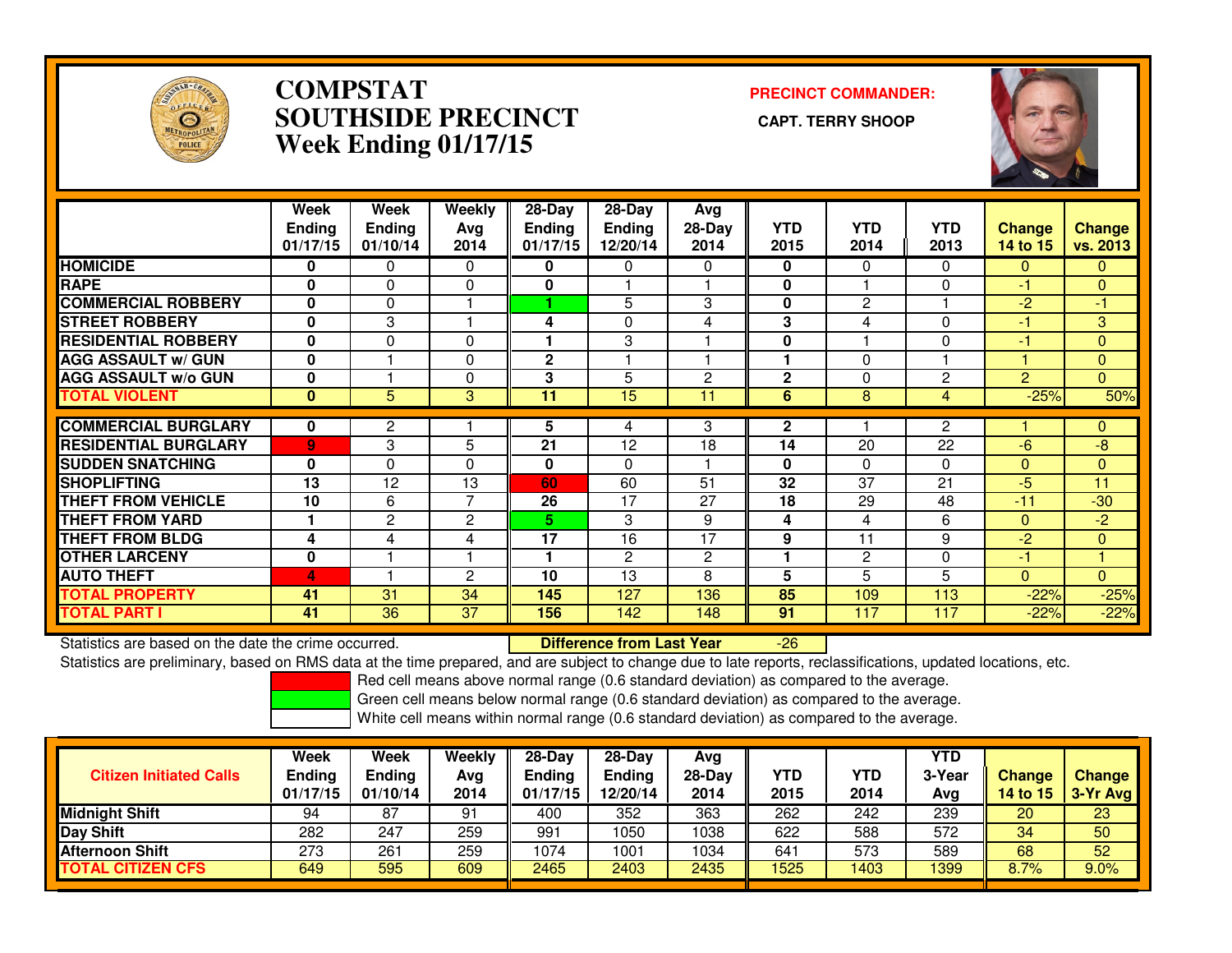# COMPSTAT SOUTHSIDE PRECINCT
## Week Ending 01/17/15

**PRECINCT COMMANDER:**
**CAPT. TERRY SHOOP**

| | Week Ending 01/17/15 | Week Ending 01/10/14 | Weekly Avg 2014 | 28-Day Ending 01/17/15 | 28-Day Ending 12/20/14 | Avg 28-Day 2014 | YTD 2015 | YTD 2014 | YTD 2013 | Change 14 to 15 | Change vs. 2013 |
|---|---|---|---|---|---|---|---|---|---|---|---|
| HOMICIDE | 0 | 0 | 0 | 0 | 0 | 0 | 0 | 0 | 0 | 0 | 0 |
| RAPE | 0 | 0 | 0 | 0 | 1 | 1 | 0 | 1 | 0 | -1 | 0 |
| COMMERCIAL ROBBERY | 0 | 0 | 1 | 1 | 5 | 3 | 0 | 2 | 1 | -2 | -1 |
| STREET ROBBERY | 0 | 3 | 1 | 4 | 0 | 4 | 3 | 4 | 0 | -1 | 3 |
| RESIDENTIAL ROBBERY | 0 | 0 | 0 | 1 | 3 | 1 | 0 | 1 | 0 | -1 | 0 |
| AGG ASSAULT w/ GUN | 0 | 1 | 0 | 2 | 1 | 1 | 1 | 0 | 1 | 1 | 0 |
| AGG ASSAULT w/o GUN | 0 | 1 | 0 | 3 | 5 | 2 | 2 | 0 | 2 | 2 | 0 |
| TOTAL VIOLENT | 0 | 5 | 3 | 11 | 15 | 11 | 6 | 8 | 4 | -25% | 50% |
| COMMERCIAL BURGLARY | 0 | 2 | 1 | 5 | 4 | 3 | 2 | 1 | 2 | 1 | 0 |
| RESIDENTIAL BURGLARY | 9 | 3 | 5 | 21 | 12 | 18 | 14 | 20 | 22 | -6 | -8 |
| SUDDEN SNATCHING | 0 | 0 | 0 | 0 | 0 | 1 | 0 | 0 | 0 | 0 | 0 |
| SHOPLIFTING | 13 | 12 | 13 | 60 | 60 | 51 | 32 | 37 | 21 | -5 | 11 |
| THEFT FROM VEHICLE | 10 | 6 | 7 | 26 | 17 | 27 | 18 | 29 | 48 | -11 | -30 |
| THEFT FROM YARD | 1 | 2 | 2 | 5 | 3 | 9 | 4 | 4 | 6 | 0 | -2 |
| THEFT FROM BLDG | 4 | 4 | 4 | 17 | 16 | 17 | 9 | 11 | 9 | -2 | 0 |
| OTHER LARCENY | 0 | 1 | 1 | 1 | 2 | 2 | 1 | 2 | 0 | -1 | 1 |
| AUTO THEFT | 4 | 1 | 2 | 10 | 13 | 8 | 5 | 5 | 5 | 0 | 0 |
| TOTAL PROPERTY | 41 | 31 | 34 | 145 | 127 | 136 | 85 | 109 | 113 | -22% | -25% |
| TOTAL PART I | 41 | 36 | 37 | 156 | 142 | 148 | 91 | 117 | 117 | -22% | -22% |

Statistics are based on the date the crime occurred. **Difference from Last Year** -26

Statistics are preliminary, based on RMS data at the time prepared, and are subject to change due to late reports, reclassifications, updated locations, etc.

Red cell means above normal range (0.6 standard deviation) as compared to the average.
Green cell means below normal range (0.6 standard deviation) as compared to the average.
White cell means within normal range (0.6 standard deviation) as compared to the average.

| Citizen Initiated Calls | Week Ending 01/17/15 | Week Ending 01/10/14 | Weekly Avg 2014 | 28-Day Ending 01/17/15 | 28-Day Ending 12/20/14 | Avg 28-Day 2014 | YTD 2015 | YTD 2014 | YTD 3-Year Avg | Change 14 to 15 | Change 3-Yr Avg |
|---|---|---|---|---|---|---|---|---|---|---|---|
| Midnight Shift | 94 | 87 | 91 | 400 | 352 | 363 | 262 | 242 | 239 | 20 | 23 |
| Day Shift | 282 | 247 | 259 | 991 | 1050 | 1038 | 622 | 588 | 572 | 34 | 50 |
| Afternoon Shift | 273 | 261 | 259 | 1074 | 1001 | 1034 | 641 | 573 | 589 | 68 | 52 |
| TOTAL CITIZEN CFS | 649 | 595 | 609 | 2465 | 2403 | 2435 | 1525 | 1403 | 1399 | 8.7% | 9.0% |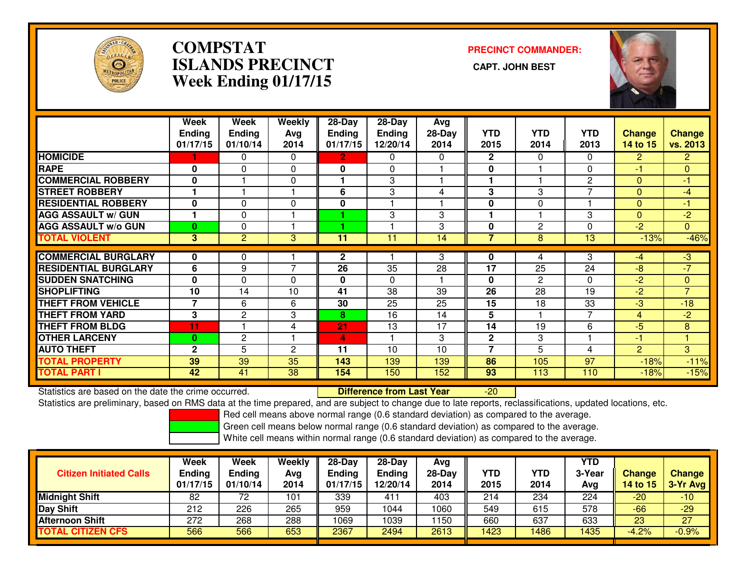# COMPSTAT
# ISLANDS PRECINCT
# Week Ending 01/17/15

**PRECINCT COMMANDER:**

**CAPT. JOHN BEST**

| | Week Ending 01/17/15 | Week Ending 01/10/14 | Weekly Avg 2014 | 28-Day Ending 01/17/15 | 28-Day Ending 12/20/14 | Avg 28-Day 2014 | YTD 2015 | YTD 2014 | YTD 2013 | Change 14 to 15 | Change vs. 2013 |
|---|---|---|---|---|---|---|---|---|---|---|---|
| HOMICIDE | 1 | 0 | 0 | 2 | 0 | 0 | 2 | 0 | 0 | 2 | 2 |
| RAPE | 0 | 0 | 0 | 0 | 0 | 1 | 0 | 1 | 0 | -1 | 0 |
| COMMERCIAL ROBBERY | 0 | 1 | 0 | 1 | 3 | 1 | 1 | 1 | 2 | 0 | -1 |
| STREET ROBBERY | 1 | 1 | 1 | 6 | 3 | 4 | 3 | 3 | 7 | 0 | -4 |
| RESIDENTIAL ROBBERY | 0 | 0 | 0 | 0 | 1 | 1 | 0 | 0 | 1 | 0 | -1 |
| AGG ASSAULT w/ GUN | 1 | 0 | 1 | 1 | 3 | 3 | 1 | 1 | 3 | 0 | -2 |
| AGG ASSAULT w/o GUN | 0 | 0 | 1 | 1 | 1 | 3 | 0 | 2 | 0 | -2 | 0 |
| TOTAL VIOLENT | 3 | 2 | 3 | 11 | 11 | 14 | 7 | 8 | 13 | -13% | -46% |
| COMMERCIAL BURGLARY | 0 | 0 | 1 | 2 | 1 | 3 | 0 | 4 | 3 | -4 | -3 |
| RESIDENTIAL BURGLARY | 6 | 9 | 7 | 26 | 35 | 28 | 17 | 25 | 24 | -8 | -7 |
| SUDDEN SNATCHING | 0 | 0 | 0 | 0 | 0 | 1 | 0 | 2 | 0 | -2 | 0 |
| SHOPLIFTING | 10 | 14 | 10 | 41 | 38 | 39 | 26 | 28 | 19 | -2 | 7 |
| THEFT FROM VEHICLE | 7 | 6 | 6 | 30 | 25 | 25 | 15 | 18 | 33 | -3 | -18 |
| THEFT FROM YARD | 3 | 2 | 3 | 8 | 16 | 14 | 5 | 1 | 7 | 4 | -2 |
| THEFT FROM BLDG | 11 | 1 | 4 | 21 | 13 | 17 | 14 | 19 | 6 | -5 | 8 |
| OTHER LARCENY | 0 | 2 | 1 | 4 | 1 | 3 | 2 | 3 | 1 | -1 | 1 |
| AUTO THEFT | 2 | 5 | 2 | 11 | 10 | 10 | 7 | 5 | 4 | 2 | 3 |
| TOTAL PROPERTY | 39 | 39 | 35 | 143 | 139 | 139 | 86 | 105 | 97 | -18% | -11% |
| TOTAL PART I | 42 | 41 | 38 | 154 | 150 | 152 | 93 | 113 | 110 | -18% | -15% |

Statistics are based on the date the crime occurred. **Difference from Last Year** -20

Statistics are preliminary, based on RMS data at the time prepared, and are subject to change due to late reports, reclassifications, updated locations, etc.

Red cell means above normal range (0.6 standard deviation) as compared to the average.

Green cell means below normal range (0.6 standard deviation) as compared to the average.

White cell means within normal range (0.6 standard deviation) as compared to the average.

| Citizen Initiated Calls | Week Ending 01/17/15 | Week Ending 01/10/14 | Weekly Avg 2014 | 28-Day Ending 01/17/15 | 28-Day Ending 12/20/14 | Avg 28-Day 2014 | YTD 2015 | YTD 2014 | YTD 3-Year Avg | Change 14 to 15 | Change 3-Yr Avg |
|---|---|---|---|---|---|---|---|---|---|---|---|
| Midnight Shift | 82 | 72 | 101 | 339 | 411 | 403 | 214 | 234 | 224 | -20 | -10 |
| Day Shift | 212 | 226 | 265 | 959 | 1044 | 1060 | 549 | 615 | 578 | -66 | -29 |
| Afternoon Shift | 272 | 268 | 288 | 1069 | 1039 | 1150 | 660 | 637 | 633 | 23 | 27 |
| TOTAL CITIZEN CFS | 566 | 566 | 653 | 2367 | 2494 | 2613 | 1423 | 1486 | 1435 | -4.2% | -0.9% |